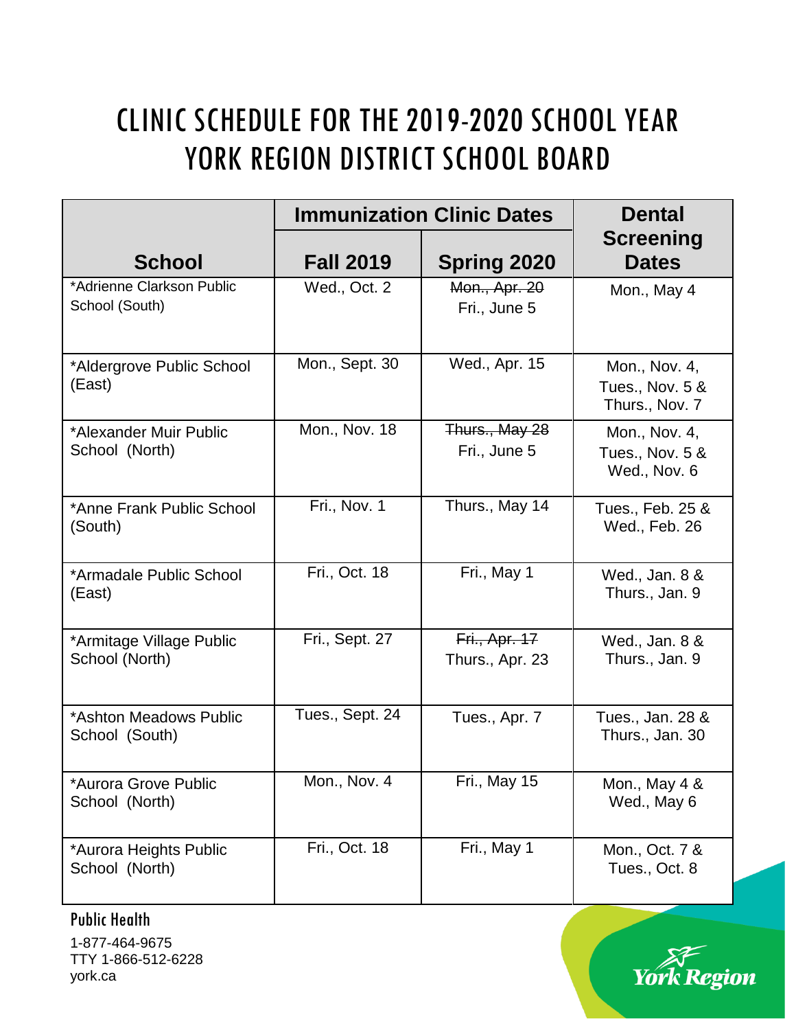# CLINIC SCHEDULE FOR THE 2019-2020 SCHOOL YEAR
# YORK REGION DISTRICT SCHOOL BOARD

| School | Immunization Clinic Dates | | Dental Screening Dates |
|---|---|---|---|
| | Fall 2019 | Spring 2020 | |
| *Adrienne Clarkson Public School (South) | Wed., Oct. 2 | ~~Mon., Apr. 20~~ Fri., June 5 | Mon., May 4 |
| *Aldergrove Public School (East) | Mon., Sept. 30 | Wed., Apr. 15 | Mon., Nov. 4, Tues., Nov. 5 & Thurs., Nov. 7 |
| *Alexander Muir Public School (North) | Mon., Nov. 18 | ~~Thurs., May 28~~ Fri., June 5 | Mon., Nov. 4, Tues., Nov. 5 & Wed., Nov. 6 |
| *Anne Frank Public School (South) | Fri., Nov. 1 | Thurs., May 14 | Tues., Feb. 25 & Wed., Feb. 26 |
| *Armadale Public School (East) | Fri., Oct. 18 | Fri., May 1 | Wed., Jan. 8 & Thurs., Jan. 9 |
| *Armitage Village Public School (North) | Fri., Sept. 27 | ~~Fri., Apr. 17~~ Thurs., Apr. 23 | Wed., Jan. 8 & Thurs., Jan. 9 |
| *Ashton Meadows Public School (South) | Tues., Sept. 24 | Tues., Apr. 7 | Tues., Jan. 28 & Thurs., Jan. 30 |
| *Aurora Grove Public School (North) | Mon., Nov. 4 | Fri., May 15 | Mon., May 4 & Wed., May 6 |
| *Aurora Heights Public School (North) | Fri., Oct. 18 | Fri., May 1 | Mon., Oct. 7 & Tues., Oct. 8 |

Public Health

1-877-464-9675
TTY 1-866-512-6228
york.ca

York Region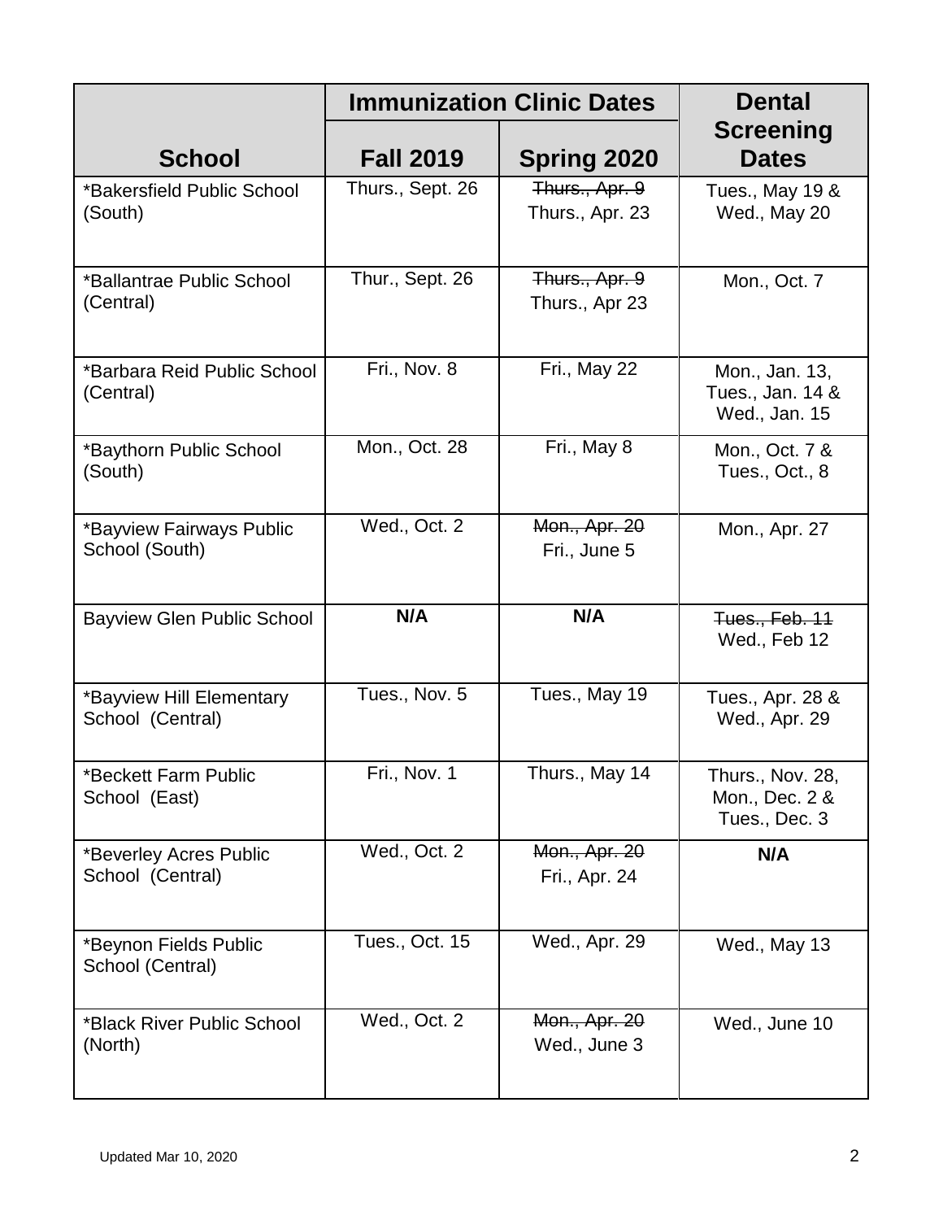| School | Immunization Clinic Dates | | Dental Screening Dates |
|---|---|---|---|
| | Fall 2019 | Spring 2020 | |
| *Bakersfield Public School (South) | Thurs., Sept. 26 | ~~Thurs., Apr. 9~~ Thurs., Apr. 23 | Tues., May 19 & Wed., May 20 |
| *Ballantrae Public School (Central) | Thur., Sept. 26 | ~~Thurs., Apr. 9~~ Thurs., Apr 23 | Mon., Oct. 7 |
| *Barbara Reid Public School (Central) | Fri., Nov. 8 | Fri., May 22 | Mon., Jan. 13, Tues., Jan. 14 & Wed., Jan. 15 |
| *Baythorn Public School (South) | Mon., Oct. 28 | Fri., May 8 | Mon., Oct. 7 & Tues., Oct., 8 |
| *Bayview Fairways Public School (South) | Wed., Oct. 2 | ~~Mon., Apr. 20~~ Fri., June 5 | Mon., Apr. 27 |
| Bayview Glen Public School | **N/A** | **N/A** | ~~Tues., Feb. 11~~ Wed., Feb 12 |
| *Bayview Hill Elementary School (Central) | Tues., Nov. 5 | Tues., May 19 | Tues., Apr. 28 & Wed., Apr. 29 |
| *Beckett Farm Public School (East) | Fri., Nov. 1 | Thurs., May 14 | Thurs., Nov. 28, Mon., Dec. 2 & Tues., Dec. 3 |
| *Beverley Acres Public School (Central) | Wed., Oct. 2 | ~~Mon., Apr. 20~~ Fri., Apr. 24 | **N/A** |
| *Beynon Fields Public School (Central) | Tues., Oct. 15 | Wed., Apr. 29 | Wed., May 13 |
| *Black River Public School (North) | Wed., Oct. 2 | ~~Mon., Apr. 20~~ Wed., June 3 | Wed., June 10 |

Updated Mar 10, 2020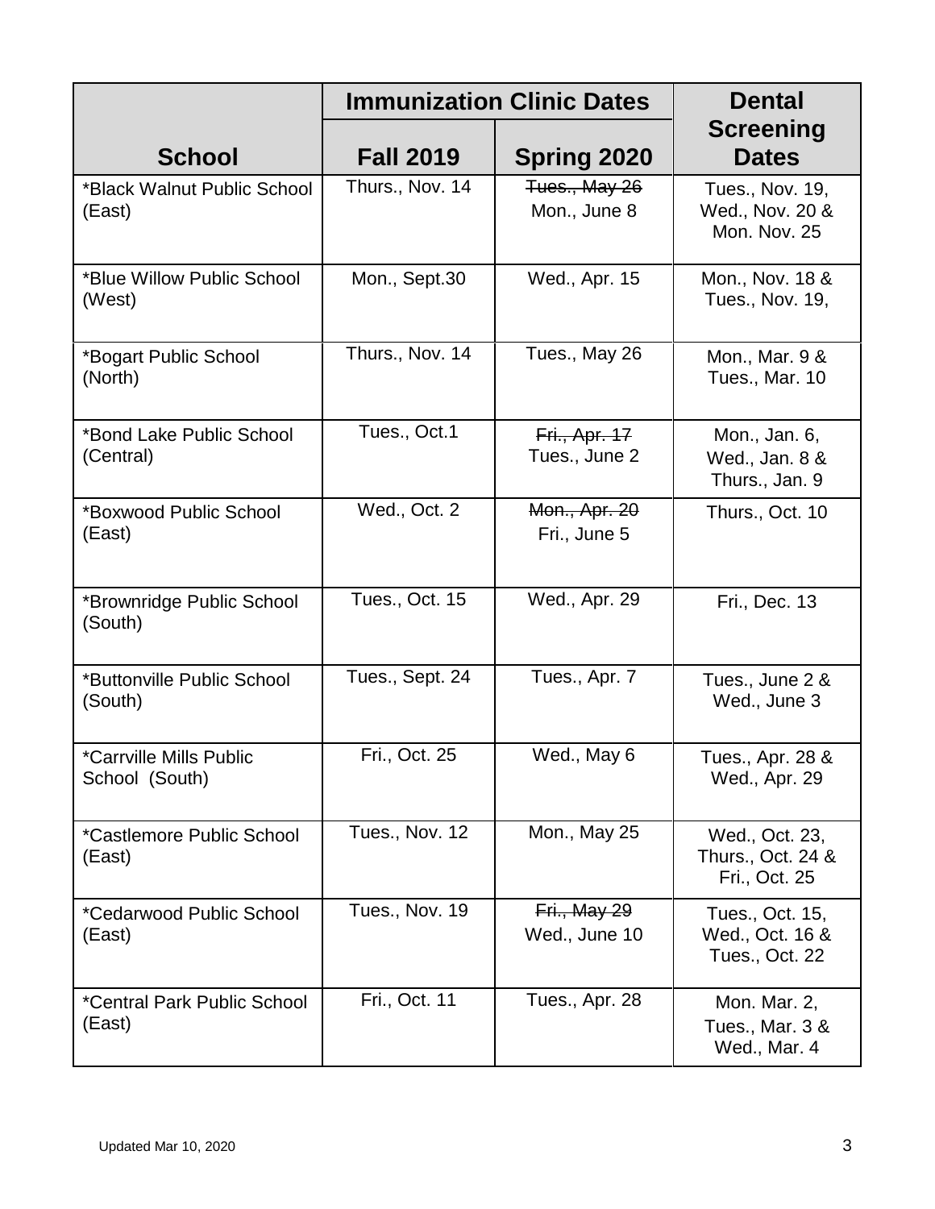| School | Immunization Clinic Dates | | Dental Screening Dates |
|---|---|---|---|
| | Fall 2019 | Spring 2020 | |
| *Black Walnut Public School (East) | Thurs., Nov. 14 | ~~Tues., May 26~~ Mon., June 8 | Tues., Nov. 19, Wed., Nov. 20 & Mon. Nov. 25 |
| *Blue Willow Public School (West) | Mon., Sept.30 | Wed., Apr. 15 | Mon., Nov. 18 & Tues., Nov. 19, |
| *Bogart Public School (North) | Thurs., Nov. 14 | Tues., May 26 | Mon., Mar. 9 & Tues., Mar. 10 |
| *Bond Lake Public School (Central) | Tues., Oct.1 | ~~Fri., Apr. 17~~ Tues., June 2 | Mon., Jan. 6, Wed., Jan. 8 & Thurs., Jan. 9 |
| *Boxwood Public School (East) | Wed., Oct. 2 | ~~Mon., Apr. 20~~ Fri., June 5 | Thurs., Oct. 10 |
| *Brownridge Public School (South) | Tues., Oct. 15 | Wed., Apr. 29 | Fri., Dec. 13 |
| *Buttonville Public School (South) | Tues., Sept. 24 | Tues., Apr. 7 | Tues., June 2 & Wed., June 3 |
| *Carrville Mills Public School (South) | Fri., Oct. 25 | Wed., May 6 | Tues., Apr. 28 & Wed., Apr. 29 |
| *Castlemore Public School (East) | Tues., Nov. 12 | Mon., May 25 | Wed., Oct. 23, Thurs., Oct. 24 & Fri., Oct. 25 |
| *Cedarwood Public School (East) | Tues., Nov. 19 | ~~Fri., May 29~~ Wed., June 10 | Tues., Oct. 15, Wed., Oct. 16 & Tues., Oct. 22 |
| *Central Park Public School (East) | Fri., Oct. 11 | Tues., Apr. 28 | Mon. Mar. 2, Tues., Mar. 3 & Wed., Mar. 4 |

Updated Mar 10, 2020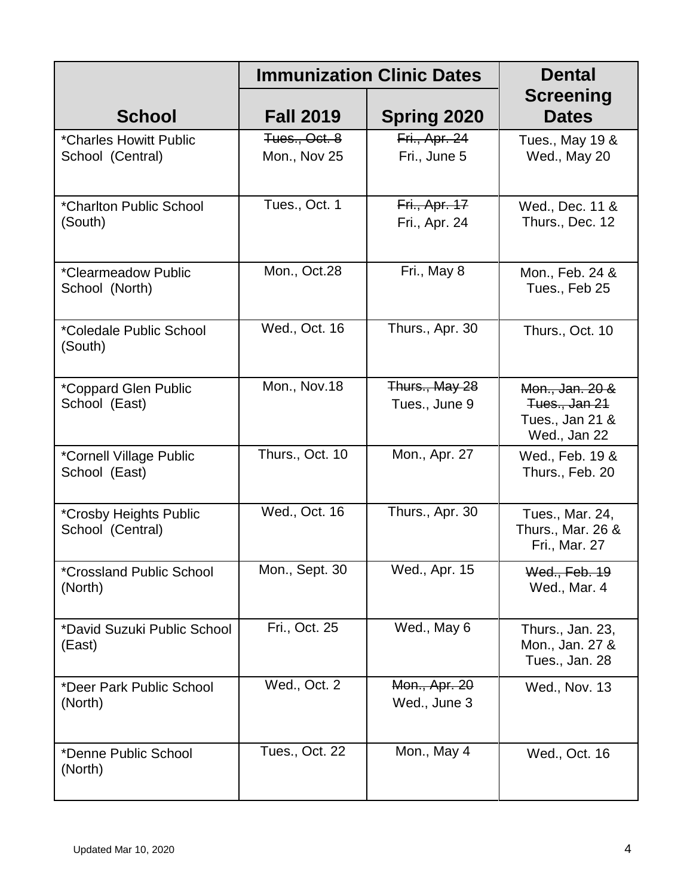| School | Immunization Clinic Dates | | Dental Screening Dates |
|---|---|---|---|
| | Fall 2019 | Spring 2020 | |
| *Charles Howitt Public School (Central) | ~~Tues., Oct. 8~~ Mon., Nov 25 | ~~Fri., Apr. 24~~ Fri., June 5 | Tues., May 19 & Wed., May 20 |
| *Charlton Public School (South) | Tues., Oct. 1 | ~~Fri., Apr. 17~~ Fri., Apr. 24 | Wed., Dec. 11 & Thurs., Dec. 12 |
| *Clearmeadow Public School (North) | Mon., Oct.28 | Fri., May 8 | Mon., Feb. 24 & Tues., Feb 25 |
| *Coledale Public School (South) | Wed., Oct. 16 | Thurs., Apr. 30 | Thurs., Oct. 10 |
| *Coppard Glen Public School (East) | Mon., Nov.18 | ~~Thurs., May 28~~ Tues., June 9 | ~~Mon., Jan. 20 & Tues., Jan 21~~ Tues., Jan 21 & Wed., Jan 22 |
| *Cornell Village Public School (East) | Thurs., Oct. 10 | Mon., Apr. 27 | Wed., Feb. 19 & Thurs., Feb. 20 |
| *Crosby Heights Public School (Central) | Wed., Oct. 16 | Thurs., Apr. 30 | Tues., Mar. 24, Thurs., Mar. 26 & Fri., Mar. 27 |
| *Crossland Public School (North) | Mon., Sept. 30 | Wed., Apr. 15 | ~~Wed., Feb. 19~~ Wed., Mar. 4 |
| *David Suzuki Public School (East) | Fri., Oct. 25 | Wed., May 6 | Thurs., Jan. 23, Mon., Jan. 27 & Tues., Jan. 28 |
| *Deer Park Public School (North) | Wed., Oct. 2 | ~~Mon., Apr. 20~~ Wed., June 3 | Wed., Nov. 13 |
| *Denne Public School (North) | Tues., Oct. 22 | Mon., May 4 | Wed., Oct. 16 |

Updated Mar 10, 2020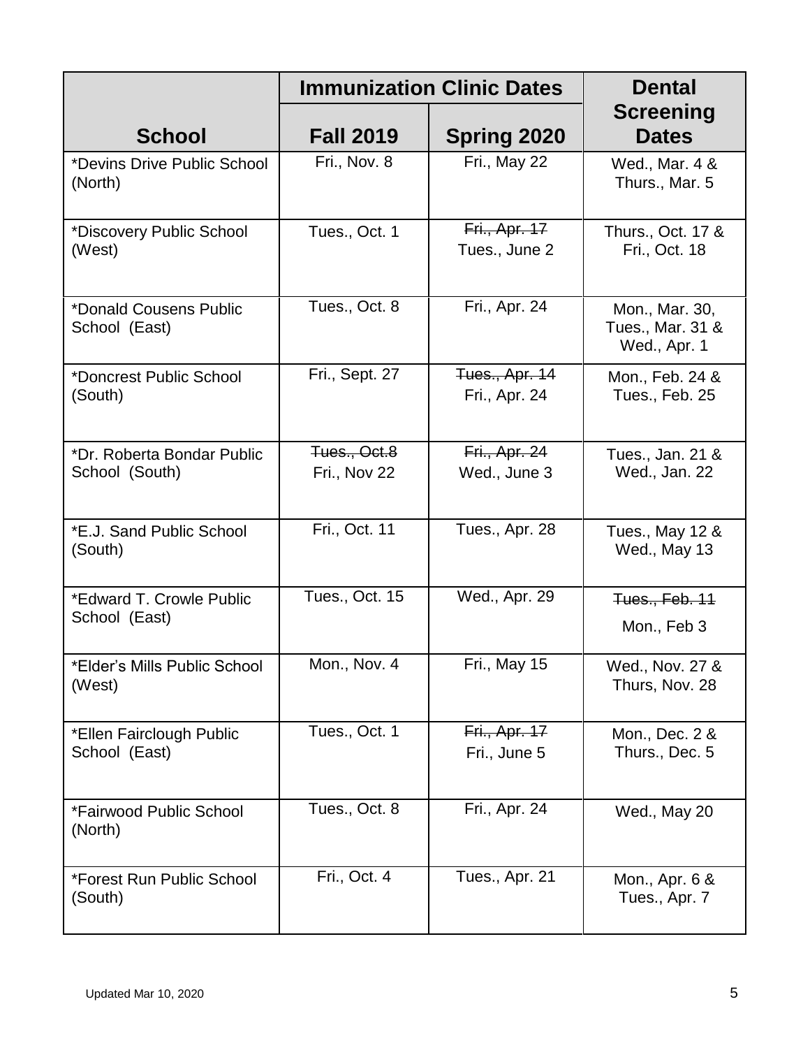| School | Immunization Clinic Dates | | Dental Screening Dates |
|---|---|---|---|
| | Fall 2019 | Spring 2020 | |
| *Devins Drive Public School (North) | Fri., Nov. 8 | Fri., May 22 | Wed., Mar. 4 & Thurs., Mar. 5 |
| *Discovery Public School (West) | Tues., Oct. 1 | ~~Fri., Apr. 17~~ Tues., June 2 | Thurs., Oct. 17 & Fri., Oct. 18 |
| *Donald Cousens Public School (East) | Tues., Oct. 8 | Fri., Apr. 24 | Mon., Mar. 30, Tues., Mar. 31 & Wed., Apr. 1 |
| *Doncrest Public School (South) | Fri., Sept. 27 | ~~Tues., Apr. 14~~ Fri., Apr. 24 | Mon., Feb. 24 & Tues., Feb. 25 |
| *Dr. Roberta Bondar Public School (South) | ~~Tues., Oct.8~~ Fri., Nov 22 | ~~Fri., Apr. 24~~ Wed., June 3 | Tues., Jan. 21 & Wed., Jan. 22 |
| *E.J. Sand Public School (South) | Fri., Oct. 11 | Tues., Apr. 28 | Tues., May 12 & Wed., May 13 |
| *Edward T. Crowle Public School (East) | Tues., Oct. 15 | Wed., Apr. 29 | ~~Tues., Feb. 11~~ Mon., Feb 3 |
| *Elder's Mills Public School (West) | Mon., Nov. 4 | Fri., May 15 | Wed., Nov. 27 & Thurs, Nov. 28 |
| *Ellen Fairclough Public School (East) | Tues., Oct. 1 | ~~Fri., Apr. 17~~ Fri., June 5 | Mon., Dec. 2 & Thurs., Dec. 5 |
| *Fairwood Public School (North) | Tues., Oct. 8 | Fri., Apr. 24 | Wed., May 20 |
| *Forest Run Public School (South) | Fri., Oct. 4 | Tues., Apr. 21 | Mon., Apr. 6 & Tues., Apr. 7 |

Updated Mar 10, 2020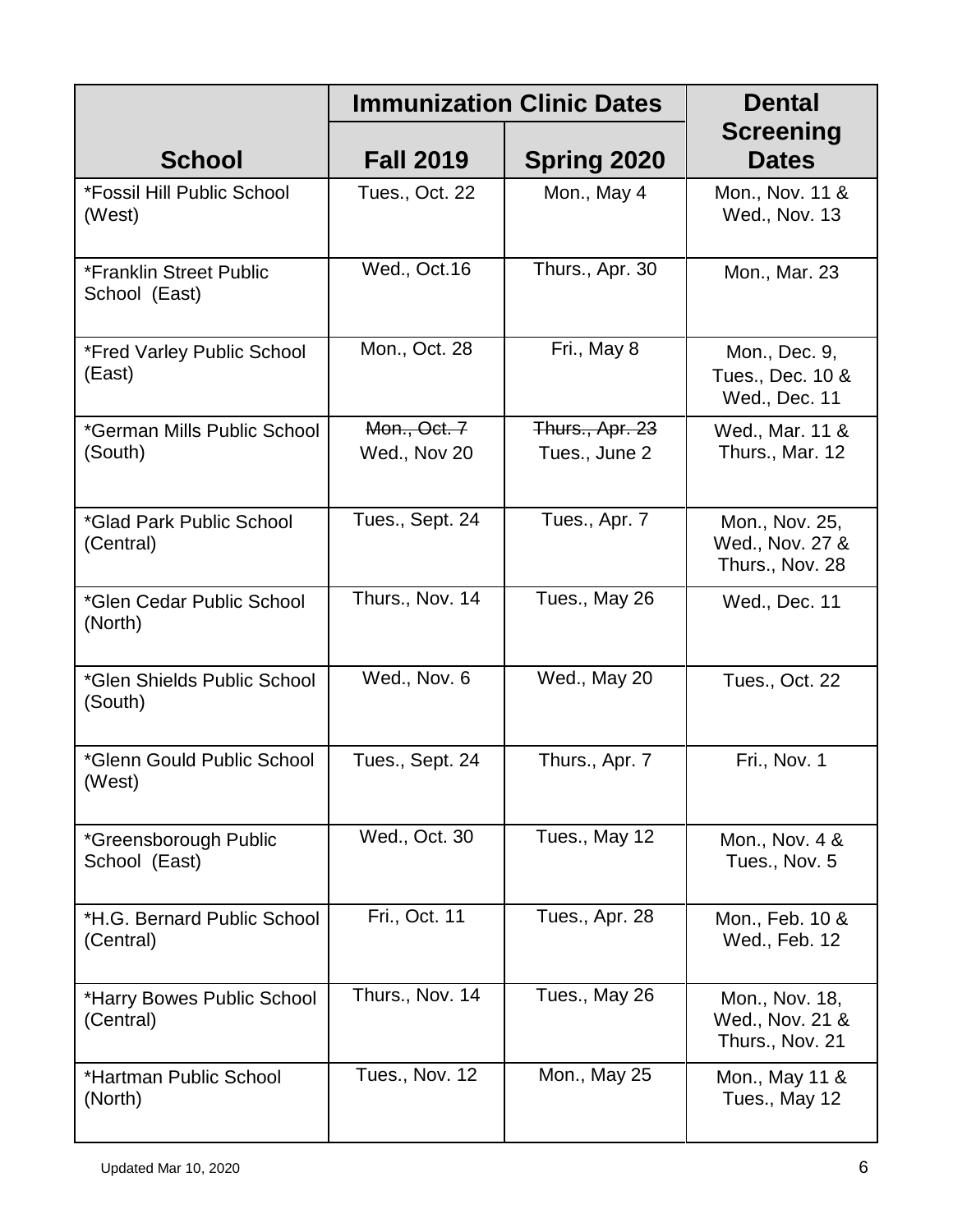| School | Immunization Clinic Dates | | Dental Screening Dates |
|---|---|---|---|
| | Fall 2019 | Spring 2020 | |
| *Fossil Hill Public School (West) | Tues., Oct. 22 | Mon., May 4 | Mon., Nov. 11 & Wed., Nov. 13 |
| *Franklin Street Public School (East) | Wed., Oct.16 | Thurs., Apr. 30 | Mon., Mar. 23 |
| *Fred Varley Public School (East) | Mon., Oct. 28 | Fri., May 8 | Mon., Dec. 9, Tues., Dec. 10 & Wed., Dec. 11 |
| *German Mills Public School (South) | ~~Mon., Oct. 7~~ Wed., Nov 20 | ~~Thurs., Apr. 23~~ Tues., June 2 | Wed., Mar. 11 & Thurs., Mar. 12 |
| *Glad Park Public School (Central) | Tues., Sept. 24 | Tues., Apr. 7 | Mon., Nov. 25, Wed., Nov. 27 & Thurs., Nov. 28 |
| *Glen Cedar Public School (North) | Thurs., Nov. 14 | Tues., May 26 | Wed., Dec. 11 |
| *Glen Shields Public School (South) | Wed., Nov. 6 | Wed., May 20 | Tues., Oct. 22 |
| *Glenn Gould Public School (West) | Tues., Sept. 24 | Thurs., Apr. 7 | Fri., Nov. 1 |
| *Greensborough Public School (East) | Wed., Oct. 30 | Tues., May 12 | Mon., Nov. 4 & Tues., Nov. 5 |
| *H.G. Bernard Public School (Central) | Fri., Oct. 11 | Tues., Apr. 28 | Mon., Feb. 10 & Wed., Feb. 12 |
| *Harry Bowes Public School (Central) | Thurs., Nov. 14 | Tues., May 26 | Mon., Nov. 18, Wed., Nov. 21 & Thurs., Nov. 21 |
| *Hartman Public School (North) | Tues., Nov. 12 | Mon., May 25 | Mon., May 11 & Tues., May 12 |

Updated Mar 10, 2020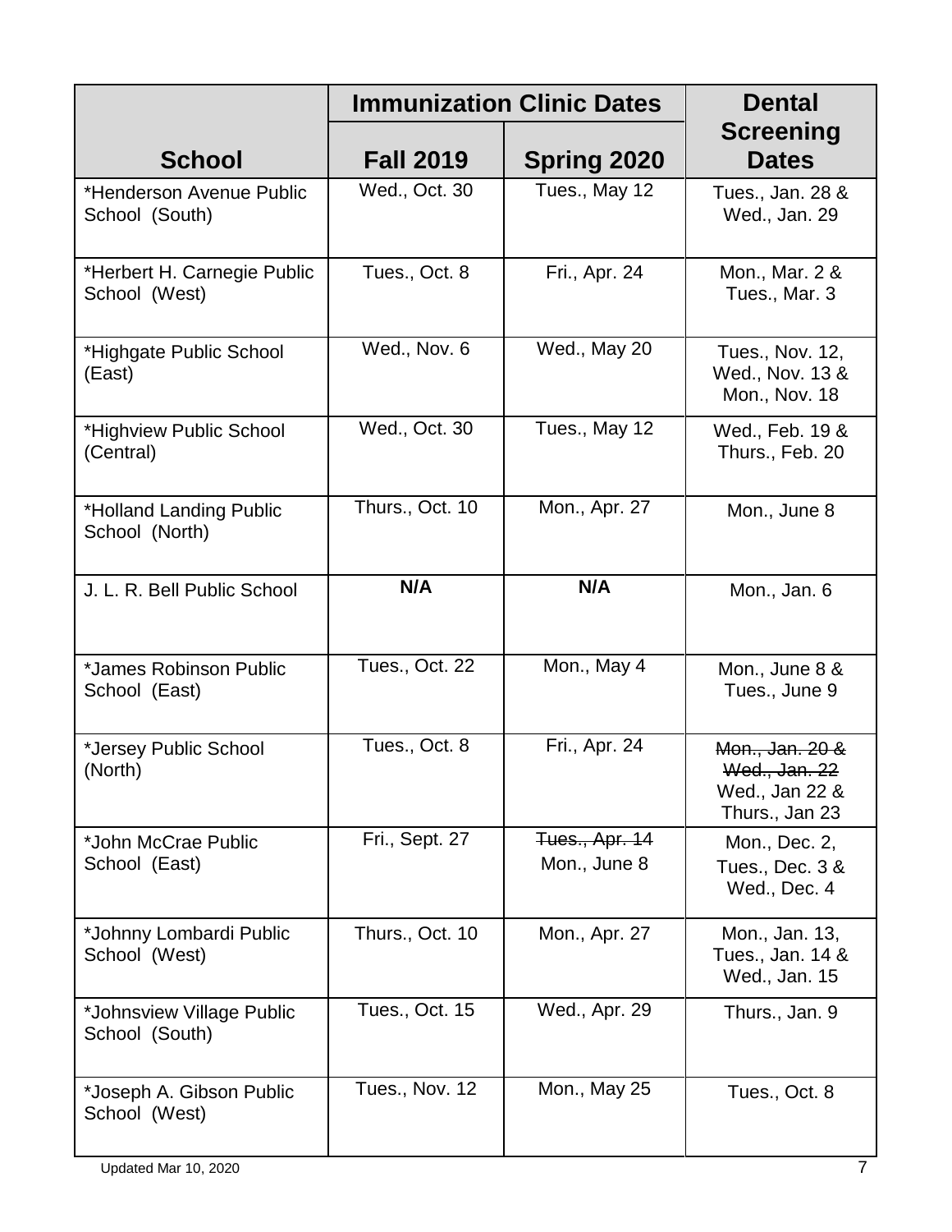| School | Immunization Clinic Dates | | Dental Screening Dates |
|---|---|---|---|
| | Fall 2019 | Spring 2020 | |
| *Henderson Avenue Public School (South) | Wed., Oct. 30 | Tues., May 12 | Tues., Jan. 28 & Wed., Jan. 29 |
| *Herbert H. Carnegie Public School (West) | Tues., Oct. 8 | Fri., Apr. 24 | Mon., Mar. 2 & Tues., Mar. 3 |
| *Highgate Public School (East) | Wed., Nov. 6 | Wed., May 20 | Tues., Nov. 12, Wed., Nov. 13 & Mon., Nov. 18 |
| *Highview Public School (Central) | Wed., Oct. 30 | Tues., May 12 | Wed., Feb. 19 & Thurs., Feb. 20 |
| *Holland Landing Public School (North) | Thurs., Oct. 10 | Mon., Apr. 27 | Mon., June 8 |
| J. L. R. Bell Public School | **N/A** | **N/A** | Mon., Jan. 6 |
| *James Robinson Public School (East) | Tues., Oct. 22 | Mon., May 4 | Mon., June 8 & Tues., June 9 |
| *Jersey Public School (North) | Tues., Oct. 8 | Fri., Apr. 24 | ~~Mon., Jan. 20 & Wed., Jan. 22~~ Wed., Jan 22 & Thurs., Jan 23 |
| *John McCrae Public School (East) | Fri., Sept. 27 | ~~Tues., Apr. 14~~ Mon., June 8 | Mon., Dec. 2, Tues., Dec. 3 & Wed., Dec. 4 |
| *Johnny Lombardi Public School (West) | Thurs., Oct. 10 | Mon., Apr. 27 | Mon., Jan. 13, Tues., Jan. 14 & Wed., Jan. 15 |
| *Johnsview Village Public School (South) | Tues., Oct. 15 | Wed., Apr. 29 | Thurs., Jan. 9 |
| *Joseph A. Gibson Public School (West) | Tues., Nov. 12 | Mon., May 25 | Tues., Oct. 8 |

Updated Mar 10, 2020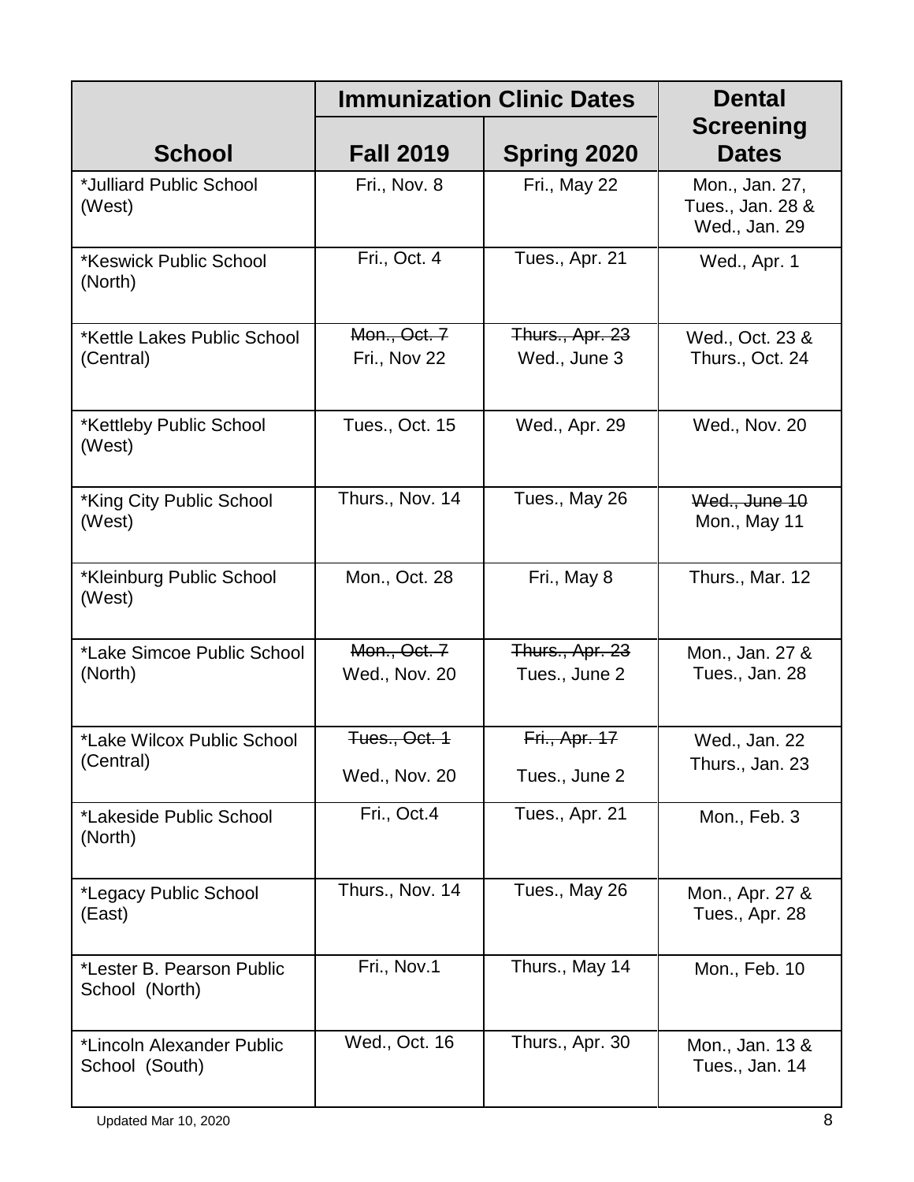| School | Immunization Clinic Dates | | Dental Screening Dates |
|---|---|---|---|
| | Fall 2019 | Spring 2020 | |
| *Julliard Public School (West) | Fri., Nov. 8 | Fri., May 22 | Mon., Jan. 27, Tues., Jan. 28 & Wed., Jan. 29 |
| *Keswick Public School (North) | Fri., Oct. 4 | Tues., Apr. 21 | Wed., Apr. 1 |
| *Kettle Lakes Public School (Central) | ~~Mon., Oct. 7~~ Fri., Nov 22 | ~~Thurs., Apr. 23~~ Wed., June 3 | Wed., Oct. 23 & Thurs., Oct. 24 |
| *Kettleby Public School (West) | Tues., Oct. 15 | Wed., Apr. 29 | Wed., Nov. 20 |
| *King City Public School (West) | Thurs., Nov. 14 | Tues., May 26 | ~~Wed., June 10~~ Mon., May 11 |
| *Kleinburg Public School (West) | Mon., Oct. 28 | Fri., May 8 | Thurs., Mar. 12 |
| *Lake Simcoe Public School (North) | ~~Mon., Oct. 7~~ Wed., Nov. 20 | ~~Thurs., Apr. 23~~ Tues., June 2 | Mon., Jan. 27 & Tues., Jan. 28 |
| *Lake Wilcox Public School (Central) | ~~Tues., Oct. 1~~ Wed., Nov. 20 | ~~Fri., Apr. 17~~ Tues., June 2 | Wed., Jan. 22 Thurs., Jan. 23 |
| *Lakeside Public School (North) | Fri., Oct.4 | Tues., Apr. 21 | Mon., Feb. 3 |
| *Legacy Public School (East) | Thurs., Nov. 14 | Tues., May 26 | Mon., Apr. 27 & Tues., Apr. 28 |
| *Lester B. Pearson Public School (North) | Fri., Nov.1 | Thurs., May 14 | Mon., Feb. 10 |
| *Lincoln Alexander Public School (South) | Wed., Oct. 16 | Thurs., Apr. 30 | Mon., Jan. 13 & Tues., Jan. 14 |

Updated Mar 10, 2020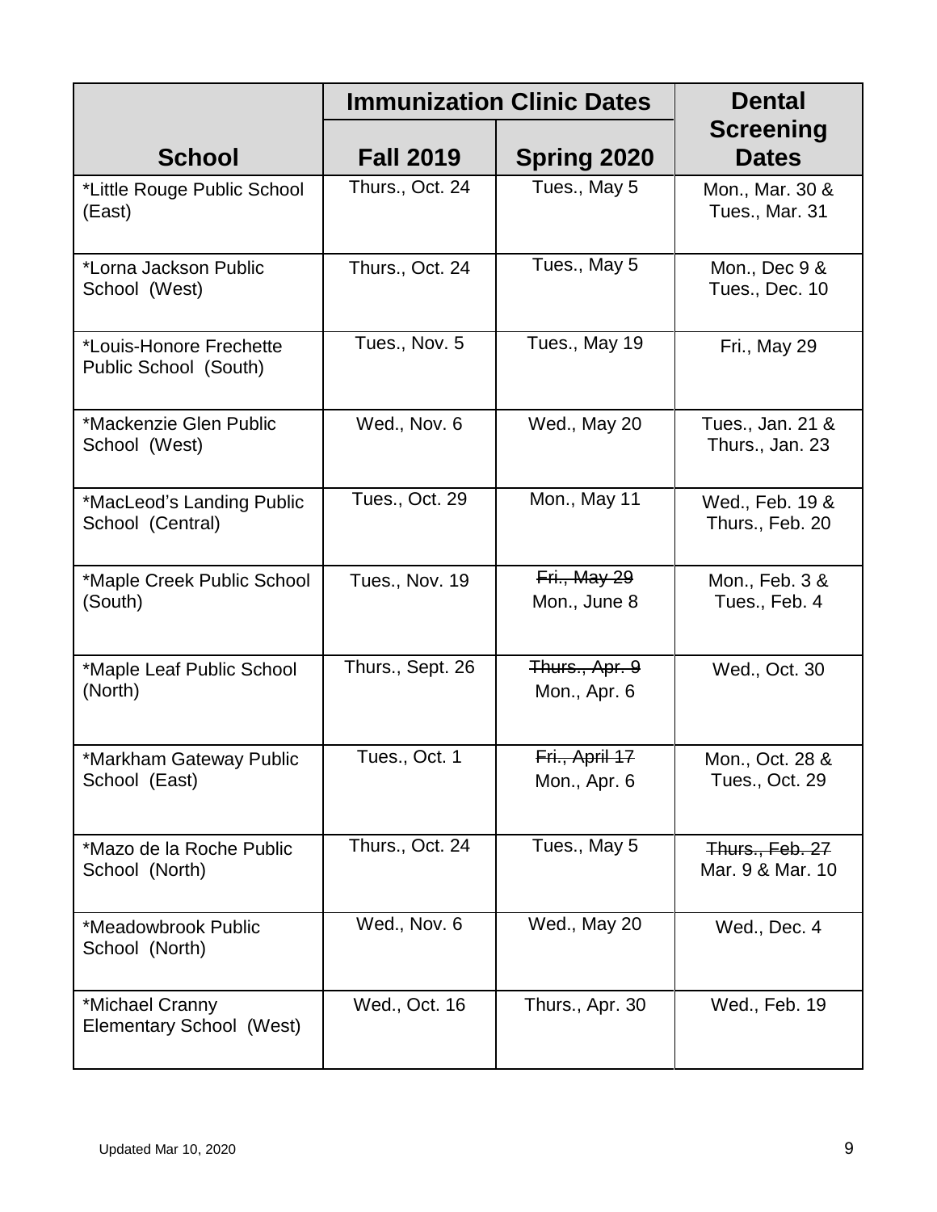| School | Immunization Clinic Dates | | Dental Screening Dates |
|---|---|---|---|
| | Fall 2019 | Spring 2020 | |
| *Little Rouge Public School (East) | Thurs., Oct. 24 | Tues., May 5 | Mon., Mar. 30 & Tues., Mar. 31 |
| *Lorna Jackson Public School (West) | Thurs., Oct. 24 | Tues., May 5 | Mon., Dec 9 & Tues., Dec. 10 |
| *Louis-Honore Frechette Public School (South) | Tues., Nov. 5 | Tues., May 19 | Fri., May 29 |
| *Mackenzie Glen Public School (West) | Wed., Nov. 6 | Wed., May 20 | Tues., Jan. 21 & Thurs., Jan. 23 |
| *MacLeod's Landing Public School (Central) | Tues., Oct. 29 | Mon., May 11 | Wed., Feb. 19 & Thurs., Feb. 20 |
| *Maple Creek Public School (South) | Tues., Nov. 19 | ~~Fri., May 29~~ Mon., June 8 | Mon., Feb. 3 & Tues., Feb. 4 |
| *Maple Leaf Public School (North) | Thurs., Sept. 26 | ~~Thurs., Apr. 9~~ Mon., Apr. 6 | Wed., Oct. 30 |
| *Markham Gateway Public School (East) | Tues., Oct. 1 | ~~Fri., April 17~~ Mon., Apr. 6 | Mon., Oct. 28 & Tues., Oct. 29 |
| *Mazo de la Roche Public School (North) | Thurs., Oct. 24 | Tues., May 5 | ~~Thurs., Feb. 27~~ Mar. 9 & Mar. 10 |
| *Meadowbrook Public School (North) | Wed., Nov. 6 | Wed., May 20 | Wed., Dec. 4 |
| *Michael Cranny Elementary School (West) | Wed., Oct. 16 | Thurs., Apr. 30 | Wed., Feb. 19 |

Updated Mar 10, 2020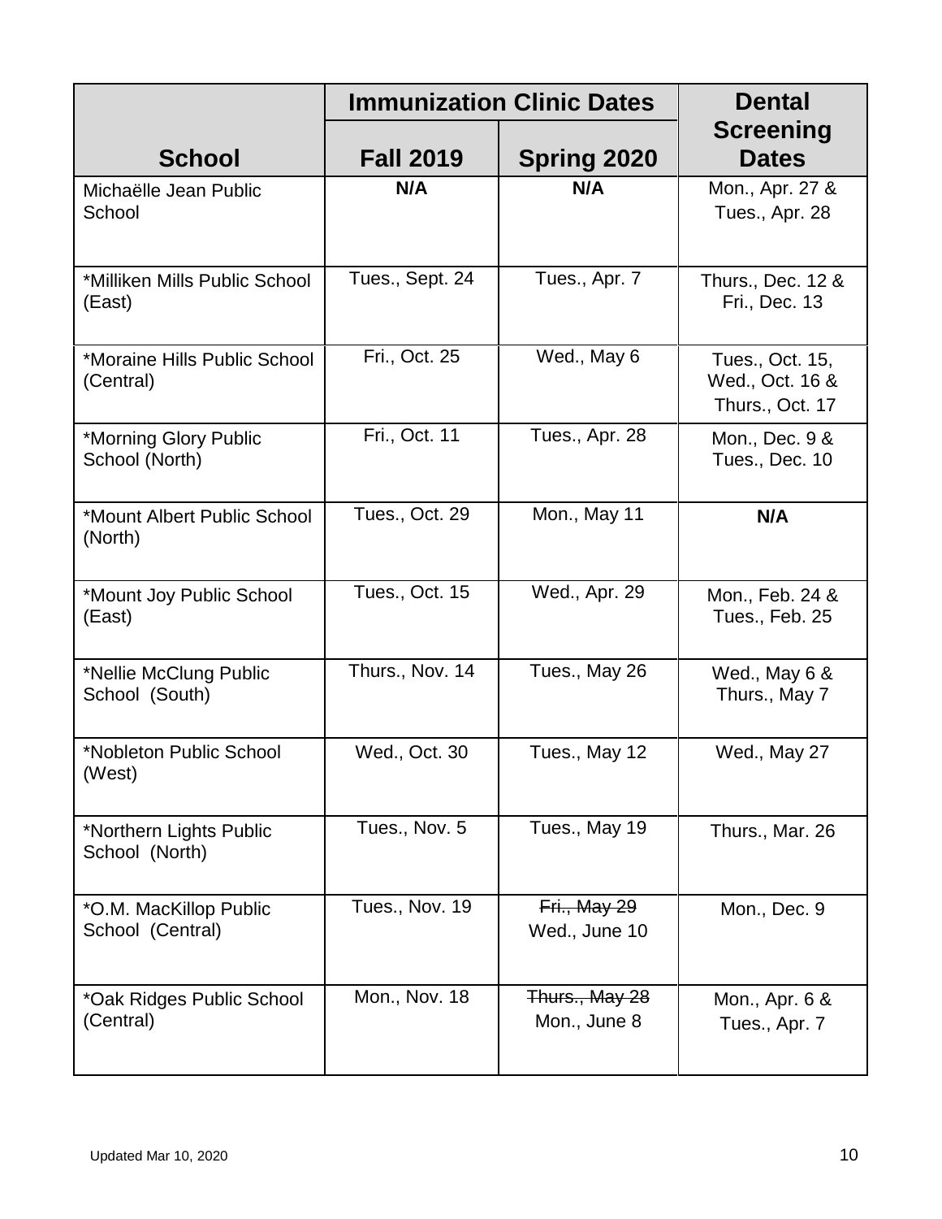| School | Immunization Clinic Dates | | Dental Screening Dates |
|---|---|---|---|
| | Fall 2019 | Spring 2020 | |
| Michaëlle Jean Public School | **N/A** | **N/A** | Mon., Apr. 27 & Tues., Apr. 28 |
| *Milliken Mills Public School (East) | Tues., Sept. 24 | Tues., Apr. 7 | Thurs., Dec. 12 & Fri., Dec. 13 |
| *Moraine Hills Public School (Central) | Fri., Oct. 25 | Wed., May 6 | Tues., Oct. 15, Wed., Oct. 16 & Thurs., Oct. 17 |
| *Morning Glory Public School (North) | Fri., Oct. 11 | Tues., Apr. 28 | Mon., Dec. 9 & Tues., Dec. 10 |
| *Mount Albert Public School (North) | Tues., Oct. 29 | Mon., May 11 | **N/A** |
| *Mount Joy Public School (East) | Tues., Oct. 15 | Wed., Apr. 29 | Mon., Feb. 24 & Tues., Feb. 25 |
| *Nellie McClung Public School (South) | Thurs., Nov. 14 | Tues., May 26 | Wed., May 6 & Thurs., May 7 |
| *Nobleton Public School (West) | Wed., Oct. 30 | Tues., May 12 | Wed., May 27 |
| *Northern Lights Public School (North) | Tues., Nov. 5 | Tues., May 19 | Thurs., Mar. 26 |
| *O.M. MacKillop Public School (Central) | Tues., Nov. 19 | ~~Fri., May 29~~ Wed., June 10 | Mon., Dec. 9 |
| *Oak Ridges Public School (Central) | Mon., Nov. 18 | ~~Thurs., May 28~~ Mon., June 8 | Mon., Apr. 6 & Tues., Apr. 7 |

Updated Mar 10, 2020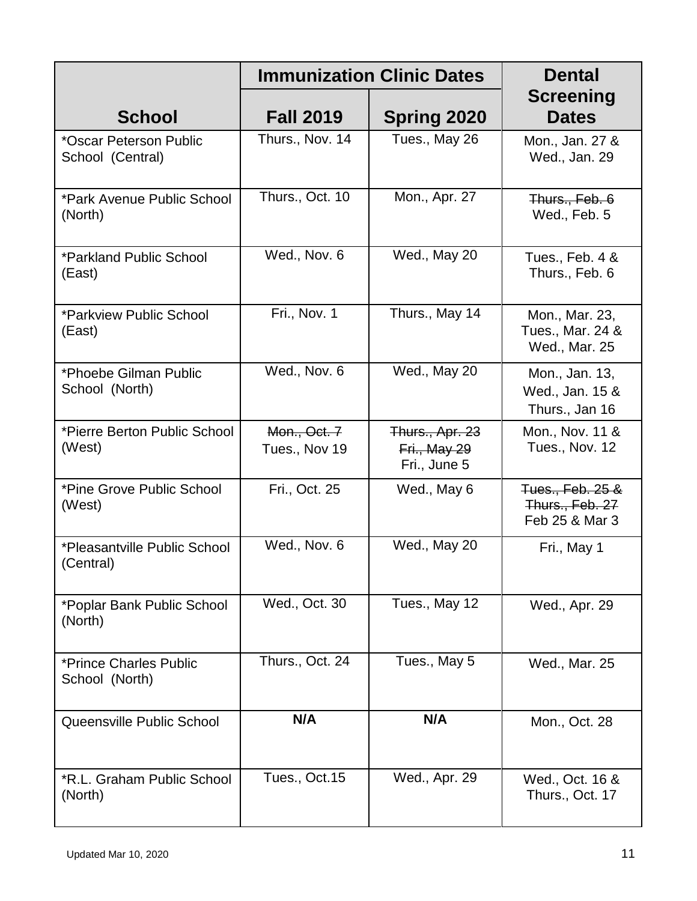| School | Immunization Clinic Dates | | Dental Screening Dates |
|---|---|---|---|
| | Fall 2019 | Spring 2020 | |
| *Oscar Peterson Public School (Central) | Thurs., Nov. 14 | Tues., May 26 | Mon., Jan. 27 & Wed., Jan. 29 |
| *Park Avenue Public School (North) | Thurs., Oct. 10 | Mon., Apr. 27 | ~~Thurs., Feb. 6~~ Wed., Feb. 5 |
| *Parkland Public School (East) | Wed., Nov. 6 | Wed., May 20 | Tues., Feb. 4 & Thurs., Feb. 6 |
| *Parkview Public School (East) | Fri., Nov. 1 | Thurs., May 14 | Mon., Mar. 23, Tues., Mar. 24 & Wed., Mar. 25 |
| *Phoebe Gilman Public School (North) | Wed., Nov. 6 | Wed., May 20 | Mon., Jan. 13, Wed., Jan. 15 & Thurs., Jan 16 |
| *Pierre Berton Public School (West) | ~~Mon., Oct. 7~~ Tues., Nov 19 | ~~Thurs., Apr. 23~~ ~~Fri., May 29~~ Fri., June 5 | Mon., Nov. 11 & Tues., Nov. 12 |
| *Pine Grove Public School (West) | Fri., Oct. 25 | Wed., May 6 | ~~Tues., Feb. 25 & Thurs., Feb. 27~~ Feb 25 & Mar 3 |
| *Pleasantville Public School (Central) | Wed., Nov. 6 | Wed., May 20 | Fri., May 1 |
| *Poplar Bank Public School (North) | Wed., Oct. 30 | Tues., May 12 | Wed., Apr. 29 |
| *Prince Charles Public School (North) | Thurs., Oct. 24 | Tues., May 5 | Wed., Mar. 25 |
| Queensville Public School | **N/A** | **N/A** | Mon., Oct. 28 |
| *R.L. Graham Public School (North) | Tues., Oct.15 | Wed., Apr. 29 | Wed., Oct. 16 & Thurs., Oct. 17 |

Updated Mar 10, 2020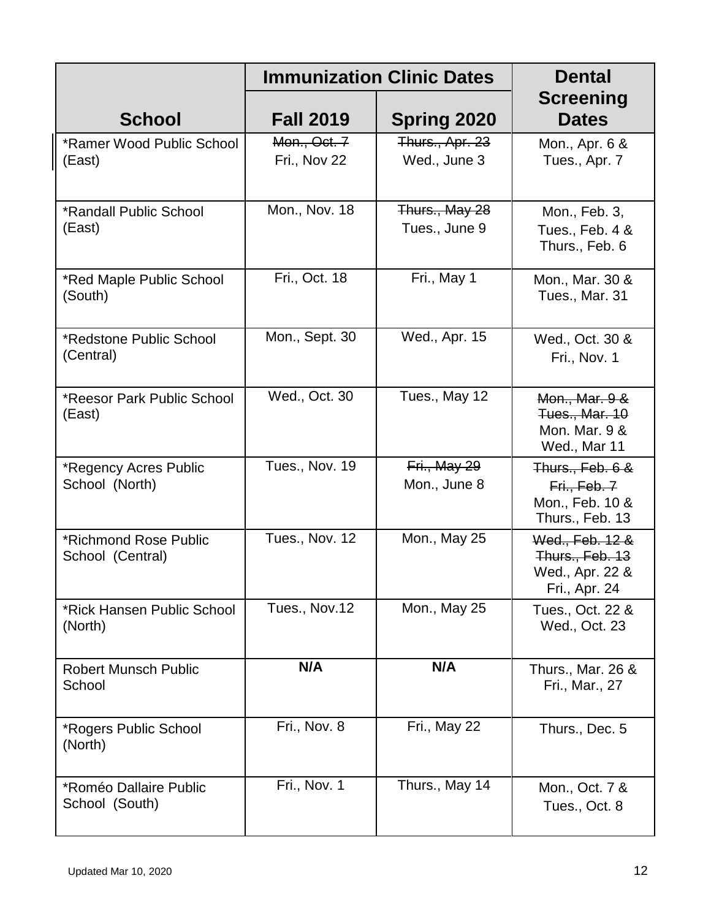| School | Immunization Clinic Dates | | Dental Screening Dates |
|---|---|---|---|
| | Fall 2019 | Spring 2020 | |
| *Ramer Wood Public School (East) | ~~Mon., Oct. 7~~ Fri., Nov 22 | ~~Thurs., Apr. 23~~ Wed., June 3 | Mon., Apr. 6 & Tues., Apr. 7 |
| *Randall Public School (East) | Mon., Nov. 18 | ~~Thurs., May 28~~ Tues., June 9 | Mon., Feb. 3, Tues., Feb. 4 & Thurs., Feb. 6 |
| *Red Maple Public School (South) | Fri., Oct. 18 | Fri., May 1 | Mon., Mar. 30 & Tues., Mar. 31 |
| *Redstone Public School (Central) | Mon., Sept. 30 | Wed., Apr. 15 | Wed., Oct. 30 & Fri., Nov. 1 |
| *Reesor Park Public School (East) | Wed., Oct. 30 | Tues., May 12 | ~~Mon., Mar. 9 & Tues., Mar. 10~~ Mon. Mar. 9 & Wed., Mar 11 |
| *Regency Acres Public School (North) | Tues., Nov. 19 | ~~Fri., May 29~~ Mon., June 8 | ~~Thurs., Feb. 6 & Fri., Feb. 7~~ Mon., Feb. 10 & Thurs., Feb. 13 |
| *Richmond Rose Public School (Central) | Tues., Nov. 12 | Mon., May 25 | ~~Wed., Feb. 12 & Thurs., Feb. 13~~ Wed., Apr. 22 & Fri., Apr. 24 |
| *Rick Hansen Public School (North) | Tues., Nov.12 | Mon., May 25 | Tues., Oct. 22 & Wed., Oct. 23 |
| Robert Munsch Public School | **N/A** | **N/A** | Thurs., Mar. 26 & Fri., Mar., 27 |
| *Rogers Public School (North) | Fri., Nov. 8 | Fri., May 22 | Thurs., Dec. 5 |
| *Roméo Dallaire Public School (South) | Fri., Nov. 1 | Thurs., May 14 | Mon., Oct. 7 & Tues., Oct. 8 |

Updated Mar 10, 2020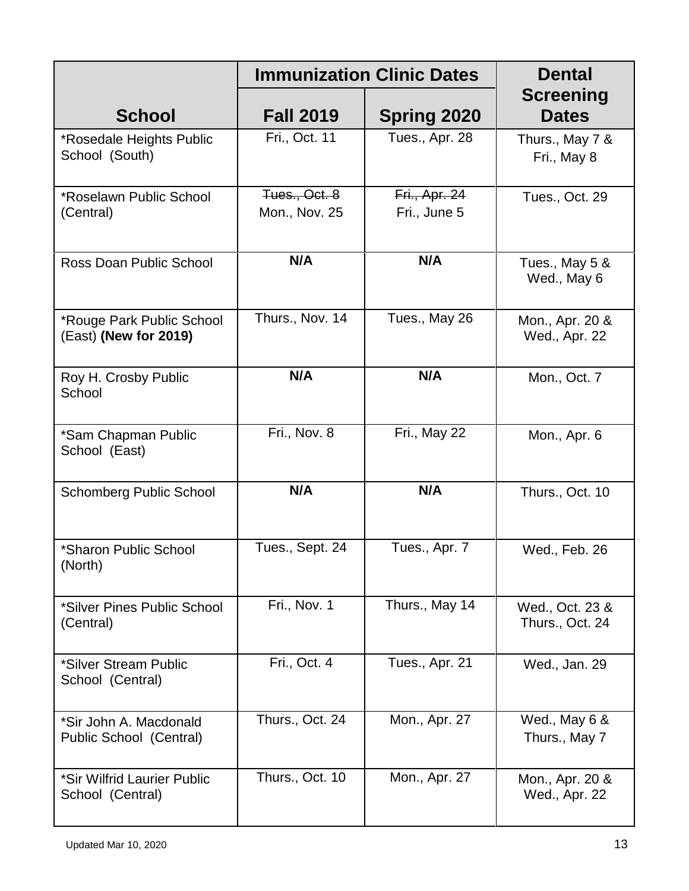| School | Immunization Clinic Dates | | Dental Screening Dates |
|---|---|---|---|
| | Fall 2019 | Spring 2020 | |
| *Rosedale Heights Public School (South) | Fri., Oct. 11 | Tues., Apr. 28 | Thurs., May 7 & Fri., May 8 |
| *Roselawn Public School (Central) | ~~Tues., Oct. 8~~ Mon., Nov. 25 | ~~Fri., Apr. 24~~ Fri., June 5 | Tues., Oct. 29 |
| Ross Doan Public School | **N/A** | **N/A** | Tues., May 5 & Wed., May 6 |
| *Rouge Park Public School (East) **(New for 2019)** | Thurs., Nov. 14 | Tues., May 26 | Mon., Apr. 20 & Wed., Apr. 22 |
| Roy H. Crosby Public School | **N/A** | **N/A** | Mon., Oct. 7 |
| *Sam Chapman Public School (East) | Fri., Nov. 8 | Fri., May 22 | Mon., Apr. 6 |
| Schomberg Public School | **N/A** | **N/A** | Thurs., Oct. 10 |
| *Sharon Public School (North) | Tues., Sept. 24 | Tues., Apr. 7 | Wed., Feb. 26 |
| *Silver Pines Public School (Central) | Fri., Nov. 1 | Thurs., May 14 | Wed., Oct. 23 & Thurs., Oct. 24 |
| *Silver Stream Public School (Central) | Fri., Oct. 4 | Tues., Apr. 21 | Wed., Jan. 29 |
| *Sir John A. Macdonald Public School (Central) | Thurs., Oct. 24 | Mon., Apr. 27 | Wed., May 6 & Thurs., May 7 |
| *Sir Wilfrid Laurier Public School (Central) | Thurs., Oct. 10 | Mon., Apr. 27 | Mon., Apr. 20 & Wed., Apr. 22 |

Updated Mar 10, 2020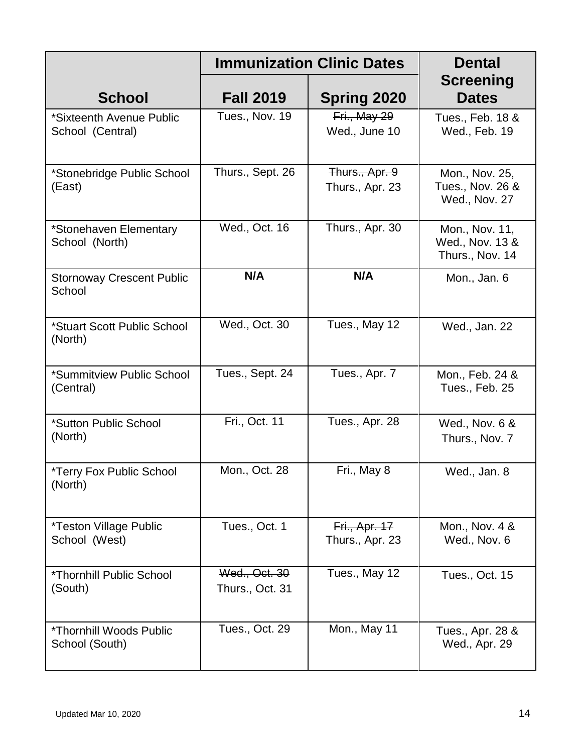| School | Immunization Clinic Dates | | Dental Screening Dates |
|---|---|---|---|
| | Fall 2019 | Spring 2020 | |
| *Sixteenth Avenue Public School (Central) | Tues., Nov. 19 | ~~Fri., May 29~~ Wed., June 10 | Tues., Feb. 18 & Wed., Feb. 19 |
| *Stonebridge Public School (East) | Thurs., Sept. 26 | ~~Thurs., Apr. 9~~ Thurs., Apr. 23 | Mon., Nov. 25, Tues., Nov. 26 & Wed., Nov. 27 |
| *Stonehaven Elementary School (North) | Wed., Oct. 16 | Thurs., Apr. 30 | Mon., Nov. 11, Wed., Nov. 13 & Thurs., Nov. 14 |
| Stornoway Crescent Public School | **N/A** | **N/A** | Mon., Jan. 6 |
| *Stuart Scott Public School (North) | Wed., Oct. 30 | Tues., May 12 | Wed., Jan. 22 |
| *Summitview Public School (Central) | Tues., Sept. 24 | Tues., Apr. 7 | Mon., Feb. 24 & Tues., Feb. 25 |
| *Sutton Public School (North) | Fri., Oct. 11 | Tues., Apr. 28 | Wed., Nov. 6 & Thurs., Nov. 7 |
| *Terry Fox Public School (North) | Mon., Oct. 28 | Fri., May 8 | Wed., Jan. 8 |
| *Teston Village Public School (West) | Tues., Oct. 1 | ~~Fri., Apr. 17~~ Thurs., Apr. 23 | Mon., Nov. 4 & Wed., Nov. 6 |
| *Thornhill Public School (South) | ~~Wed., Oct. 30~~ Thurs., Oct. 31 | Tues., May 12 | Tues., Oct. 15 |
| *Thornhill Woods Public School (South) | Tues., Oct. 29 | Mon., May 11 | Tues., Apr. 28 & Wed., Apr. 29 |

Updated Mar 10, 2020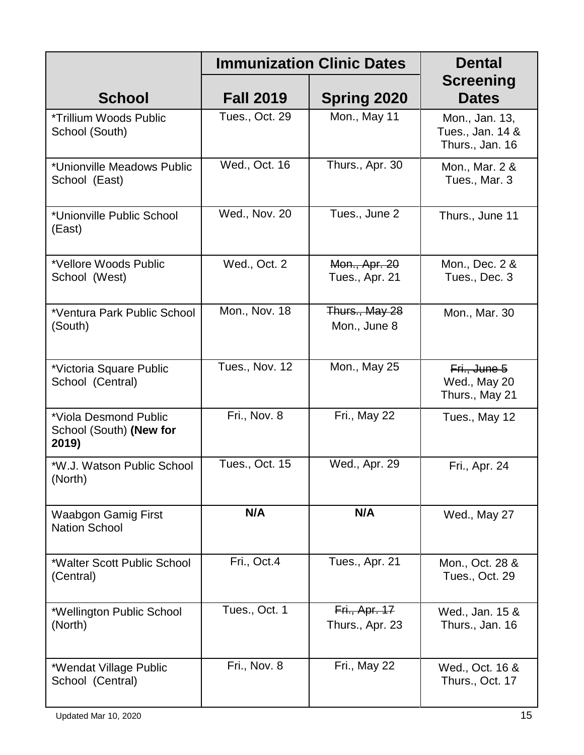| School | Immunization Clinic Dates | | Dental Screening Dates |
|---|---|---|---|
| | Fall 2019 | Spring 2020 | |
| *Trillium Woods Public School (South) | Tues., Oct. 29 | Mon., May 11 | Mon., Jan. 13, Tues., Jan. 14 & Thurs., Jan. 16 |
| *Unionville Meadows Public School (East) | Wed., Oct. 16 | Thurs., Apr. 30 | Mon., Mar. 2 & Tues., Mar. 3 |
| *Unionville Public School (East) | Wed., Nov. 20 | Tues., June 2 | Thurs., June 11 |
| *Vellore Woods Public School (West) | Wed., Oct. 2 | ~~Mon., Apr. 20~~ Tues., Apr. 21 | Mon., Dec. 2 & Tues., Dec. 3 |
| *Ventura Park Public School (South) | Mon., Nov. 18 | ~~Thurs., May 28~~ Mon., June 8 | Mon., Mar. 30 |
| *Victoria Square Public School (Central) | Tues., Nov. 12 | Mon., May 25 | ~~Fri., June 5~~ Wed., May 20 Thurs., May 21 |
| *Viola Desmond Public School (South) **(New for 2019)** | Fri., Nov. 8 | Fri., May 22 | Tues., May 12 |
| *W.J. Watson Public School (North) | Tues., Oct. 15 | Wed., Apr. 29 | Fri., Apr. 24 |
| Waabgon Gamig First Nation School | **N/A** | **N/A** | Wed., May 27 |
| *Walter Scott Public School (Central) | Fri., Oct.4 | Tues., Apr. 21 | Mon., Oct. 28 & Tues., Oct. 29 |
| *Wellington Public School (North) | Tues., Oct. 1 | ~~Fri., Apr. 17~~ Thurs., Apr. 23 | Wed., Jan. 15 & Thurs., Jan. 16 |
| *Wendat Village Public School (Central) | Fri., Nov. 8 | Fri., May 22 | Wed., Oct. 16 & Thurs., Oct. 17 |

Updated Mar 10, 2020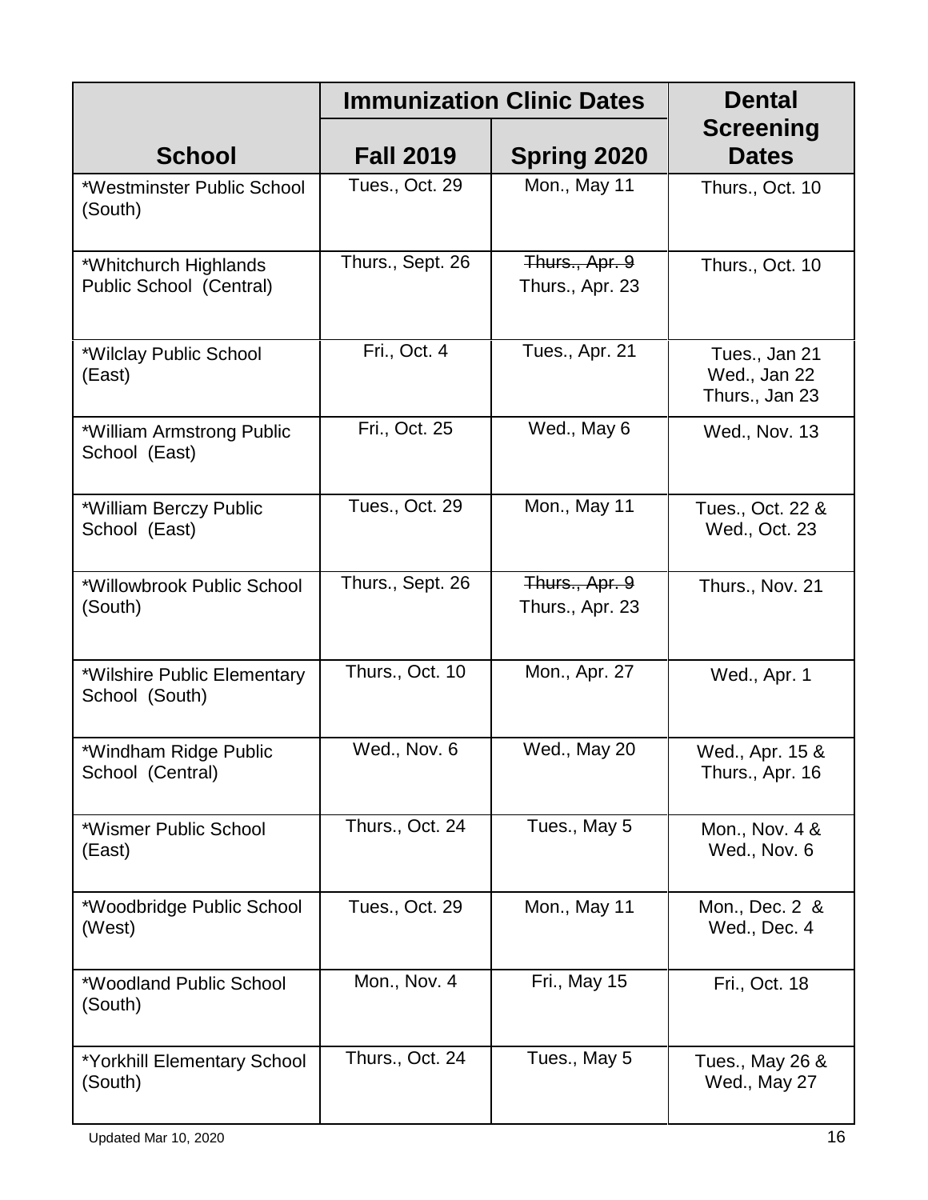| School | Immunization Clinic Dates | | Dental Screening Dates |
|---|---|---|---|
| | Fall 2019 | Spring 2020 | |
| *Westminster Public School (South) | Tues., Oct. 29 | Mon., May 11 | Thurs., Oct. 10 |
| *Whitchurch Highlands Public School (Central) | Thurs., Sept. 26 | ~~Thurs., Apr. 9~~ Thurs., Apr. 23 | Thurs., Oct. 10 |
| *Wilclay Public School (East) | Fri., Oct. 4 | Tues., Apr. 21 | Tues., Jan 21 Wed., Jan 22 Thurs., Jan 23 |
| *William Armstrong Public School (East) | Fri., Oct. 25 | Wed., May 6 | Wed., Nov. 13 |
| *William Berczy Public School (East) | Tues., Oct. 29 | Mon., May 11 | Tues., Oct. 22 & Wed., Oct. 23 |
| *Willowbrook Public School (South) | Thurs., Sept. 26 | ~~Thurs., Apr. 9~~ Thurs., Apr. 23 | Thurs., Nov. 21 |
| *Wilshire Public Elementary School (South) | Thurs., Oct. 10 | Mon., Apr. 27 | Wed., Apr. 1 |
| *Windham Ridge Public School (Central) | Wed., Nov. 6 | Wed., May 20 | Wed., Apr. 15 & Thurs., Apr. 16 |
| *Wismer Public School (East) | Thurs., Oct. 24 | Tues., May 5 | Mon., Nov. 4 & Wed., Nov. 6 |
| *Woodbridge Public School (West) | Tues., Oct. 29 | Mon., May 11 | Mon., Dec. 2 & Wed., Dec. 4 |
| *Woodland Public School (South) | Mon., Nov. 4 | Fri., May 15 | Fri., Oct. 18 |
| *Yorkhill Elementary School (South) | Thurs., Oct. 24 | Tues., May 5 | Tues., May 26 & Wed., May 27 |

Updated Mar 10, 2020